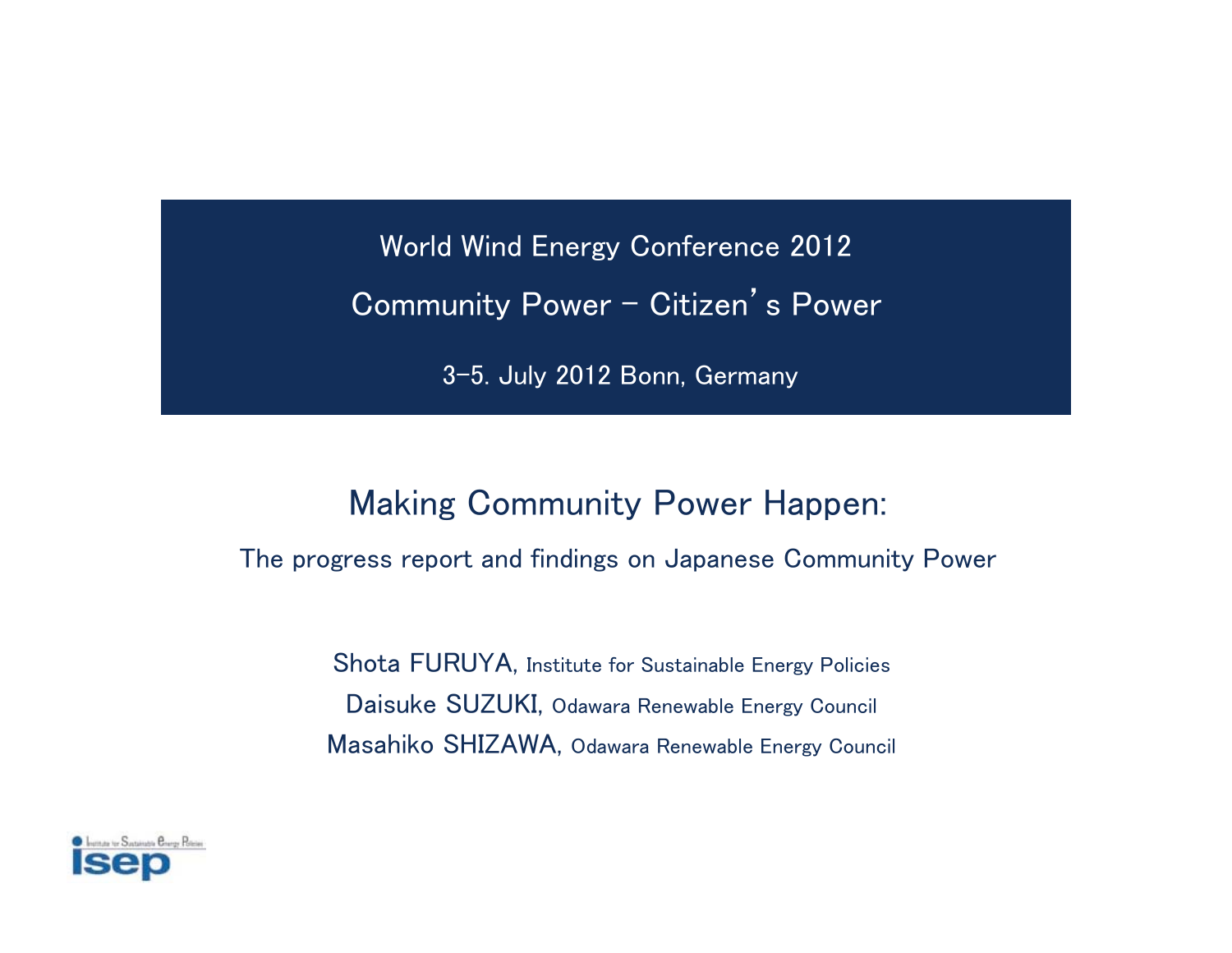World Wind Energy Conference 2012

Community Power – Citizen's Power

3-5. July 2012 Bonn, Germany

# Making Community Power Happen:

## The progress report and findings on Japanese Community Power

Shota FURUYA, Institute for Sustainable Energy Policies

Daisuke SUZUKI, Odawara Renewable Energy Council

Masahiko SHIZAWA, Odawara Renewable Energy Council

Institute for Sustainable Energy Policies

isep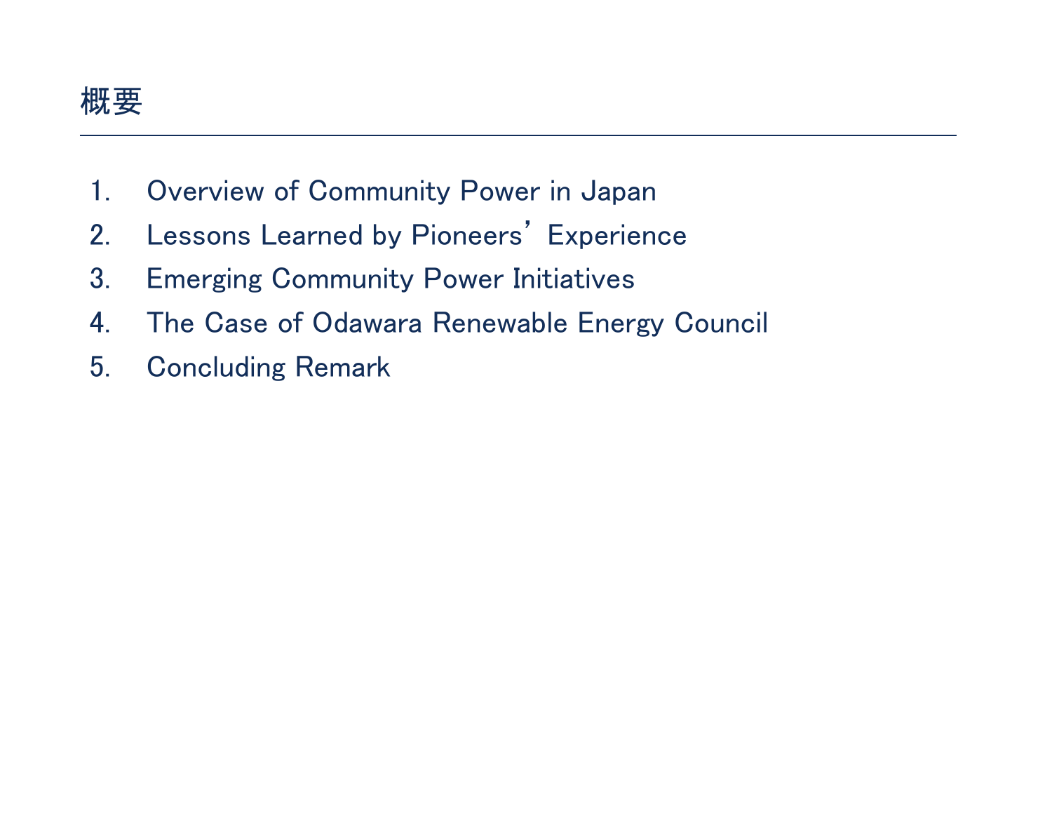# 概要

1. Overview of Community Power in Japan
2. Lessons Learned by Pioneers' Experience
3. Emerging Community Power Initiatives
4. The Case of Odawara Renewable Energy Council
5. Concluding Remark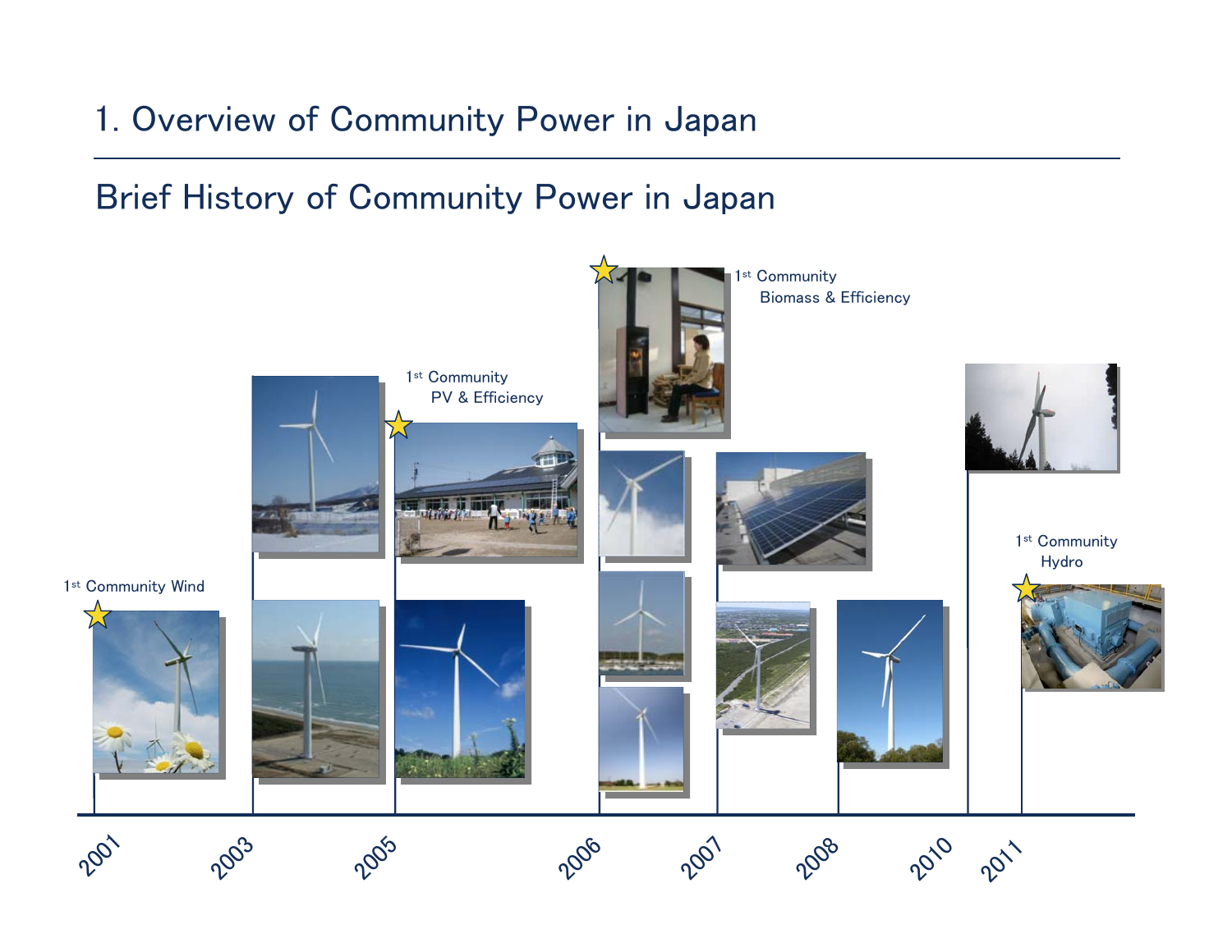# 1. Overview of Community Power in Japan

## Brief History of Community Power in Japan

1st Community Wind

1st Community PV & Efficiency

1st Community Biomass & Efficiency

1st Community Hydro

2001 2003 2005 2006 2007 2008 2010 2011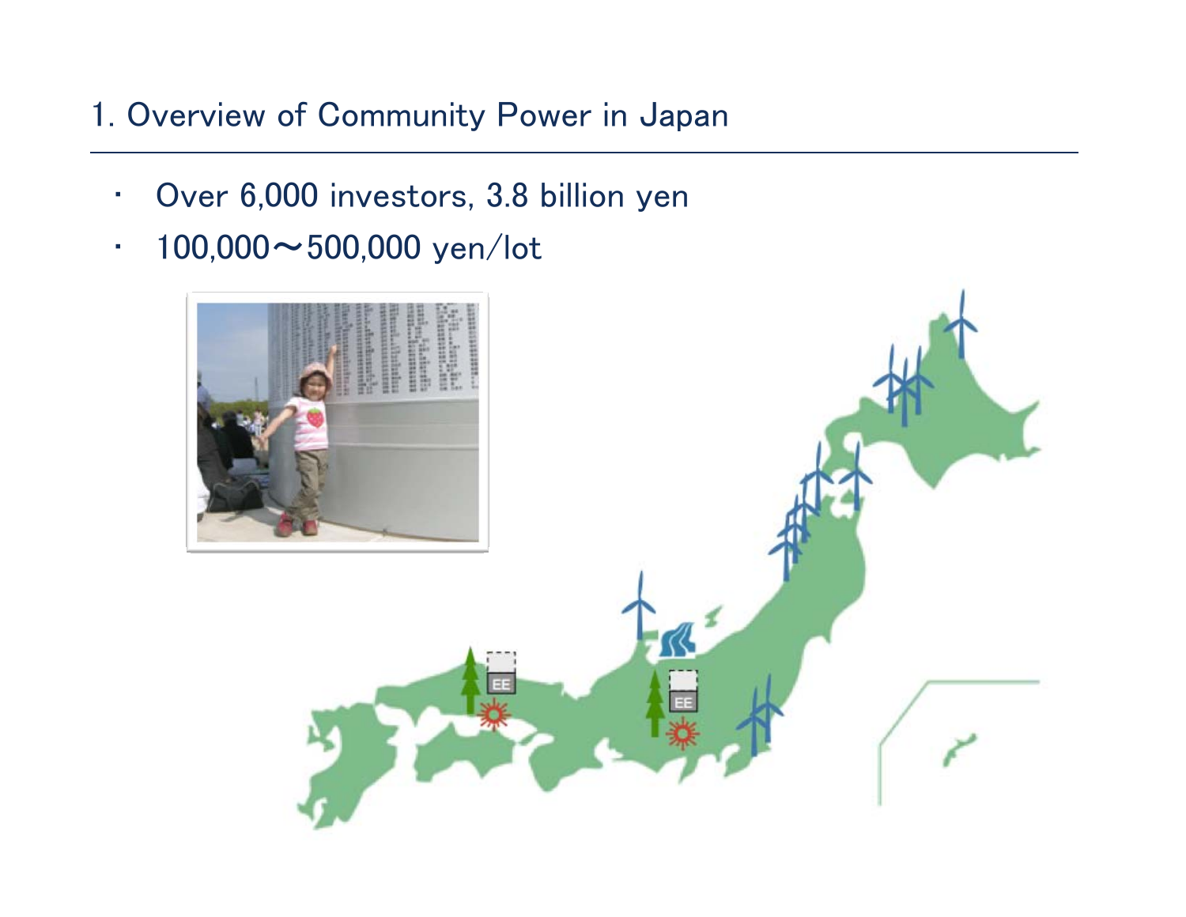# 1. Overview of Community Power in Japan

- Over 6,000 investors, 3.8 billion yen
- 100,000〜500,000 yen/lot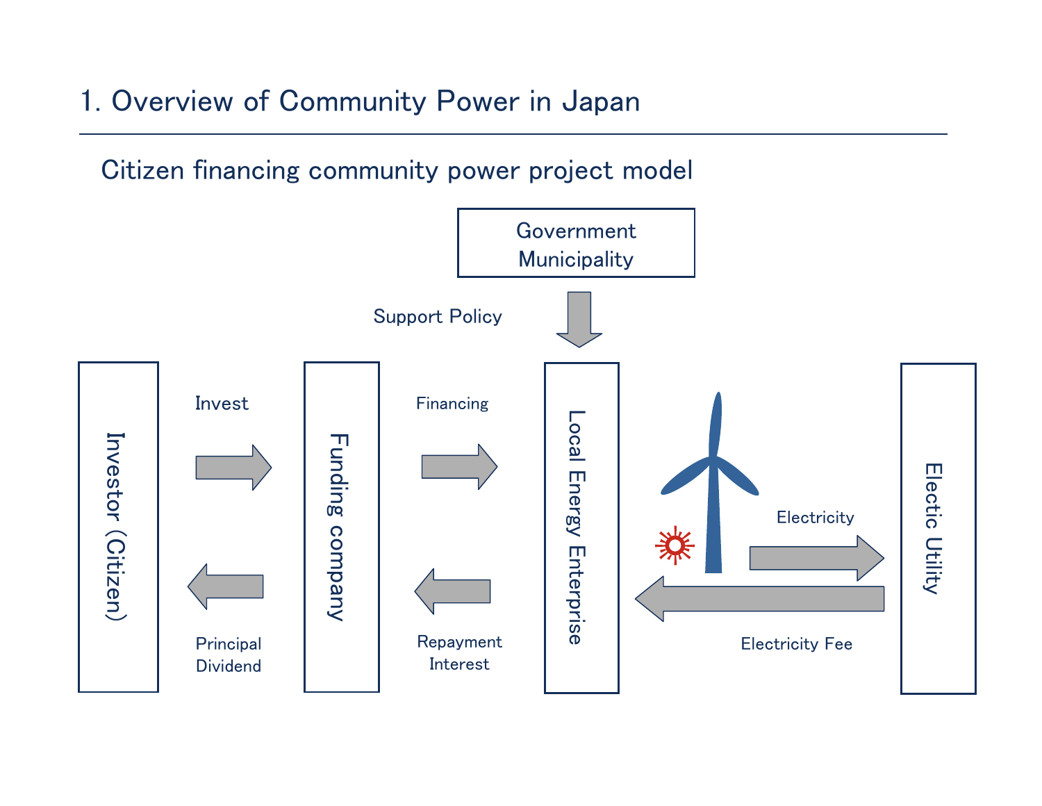# 1. Overview of Community Power in Japan

## Citizen financing community power project model

Government
Municipality

Support Policy

Investor (Citizen)

Invest

Principal
Dividend

Funding company

Financing

Repayment
Interest

Local Energy Enterprise

Electricity

Electricity Fee

Electic Utility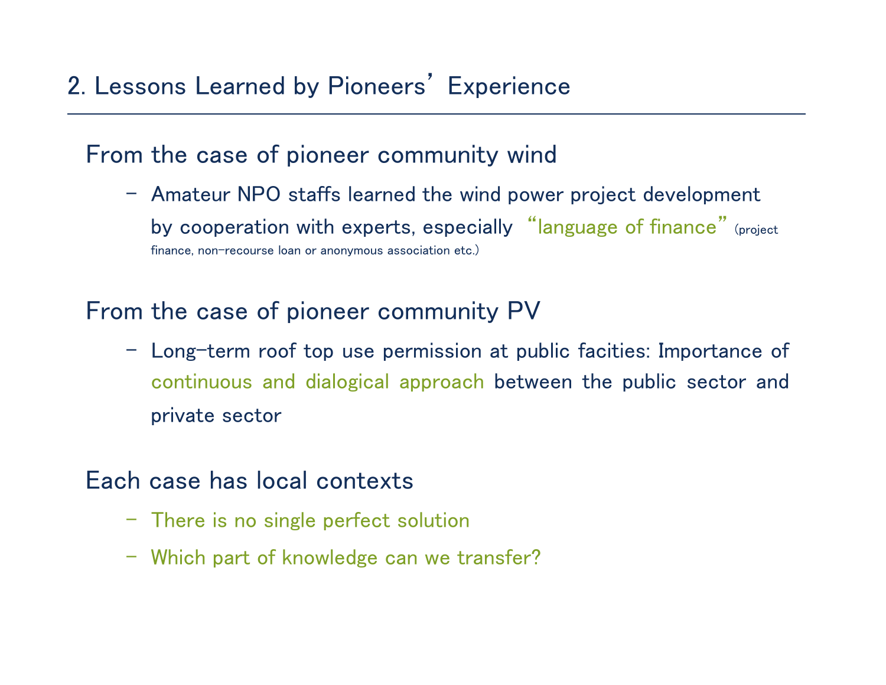## 2. Lessons Learned by Pioneers' Experience

From the case of pioneer community wind

- Amateur NPO staffs learned the wind power project development by cooperation with experts, especially "language of finance" (project finance, non-recourse loan or anonymous association etc.)

From the case of pioneer community PV

- Long-term roof top use permission at public facities: Importance of continuous and dialogical approach between the public sector and private sector

Each case has local contexts

- There is no single perfect solution
- Which part of knowledge can we transfer?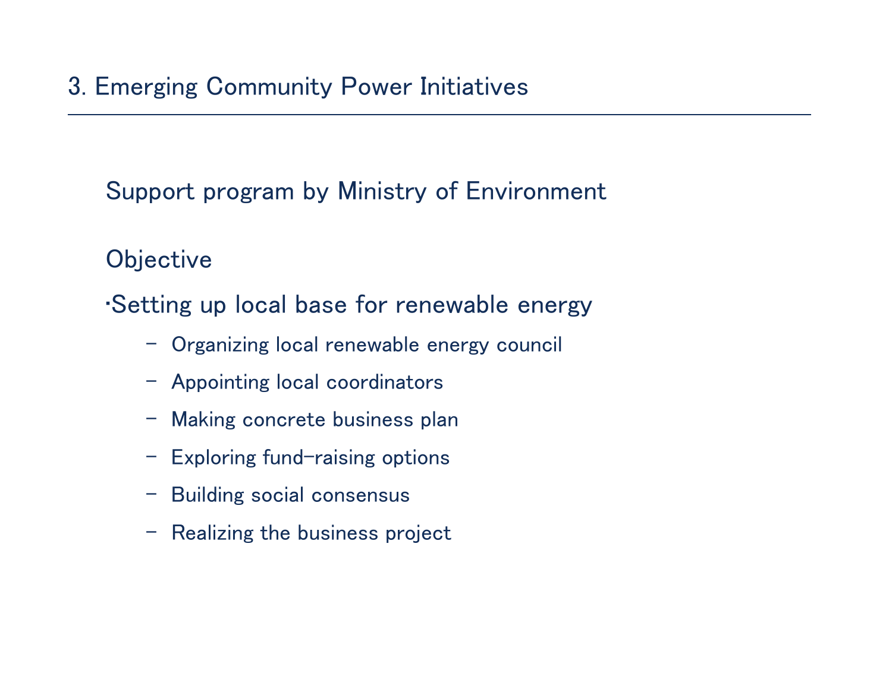# 3. Emerging Community Power Initiatives

Support program by Ministry of Environment

Objective

・Setting up local base for renewable energy

- Organizing local renewable energy council
- Appointing local coordinators
- Making concrete business plan
- Exploring fund-raising options
- Building social consensus
- Realizing the business project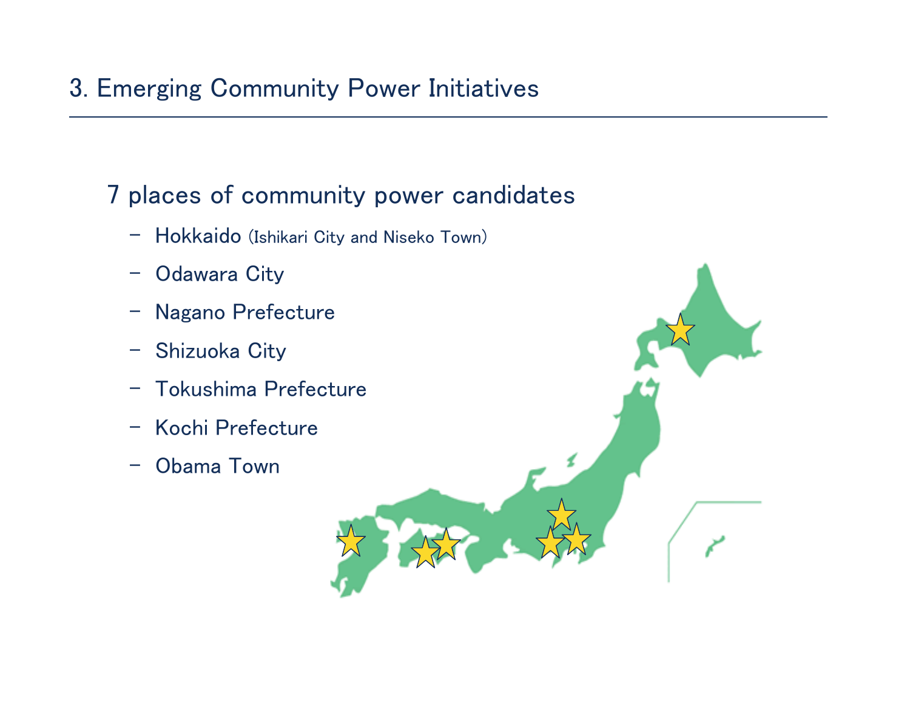# 3. Emerging Community Power Initiatives

## 7 places of community power candidates

- Hokkaido (Ishikari City and Niseko Town)
- Odawara City
- Nagano Prefecture
- Shizuoka City
- Tokushima Prefecture
- Kochi Prefecture
- Obama Town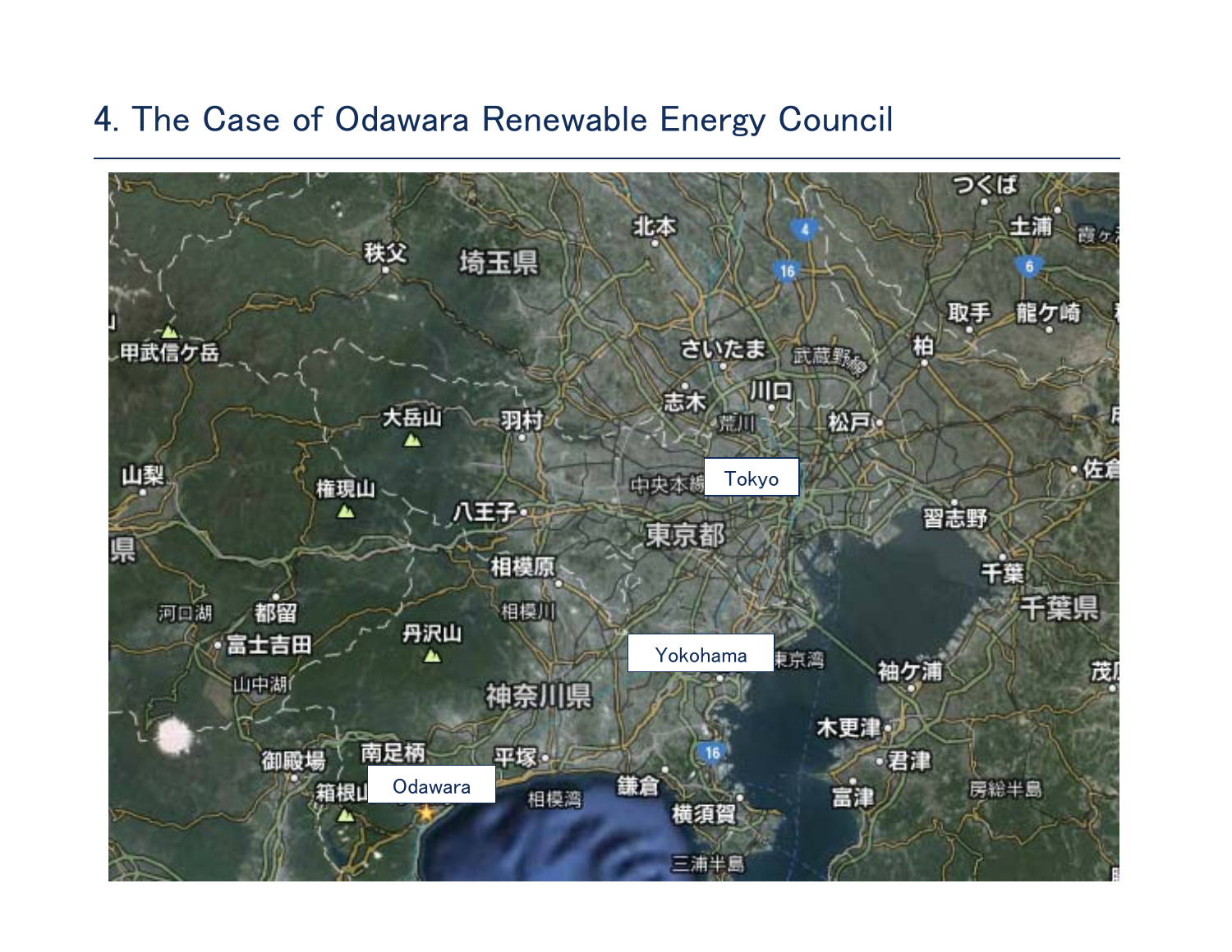# 4. The Case of Odawara Renewable Energy Council

Tokyo

Yokohama

Odawara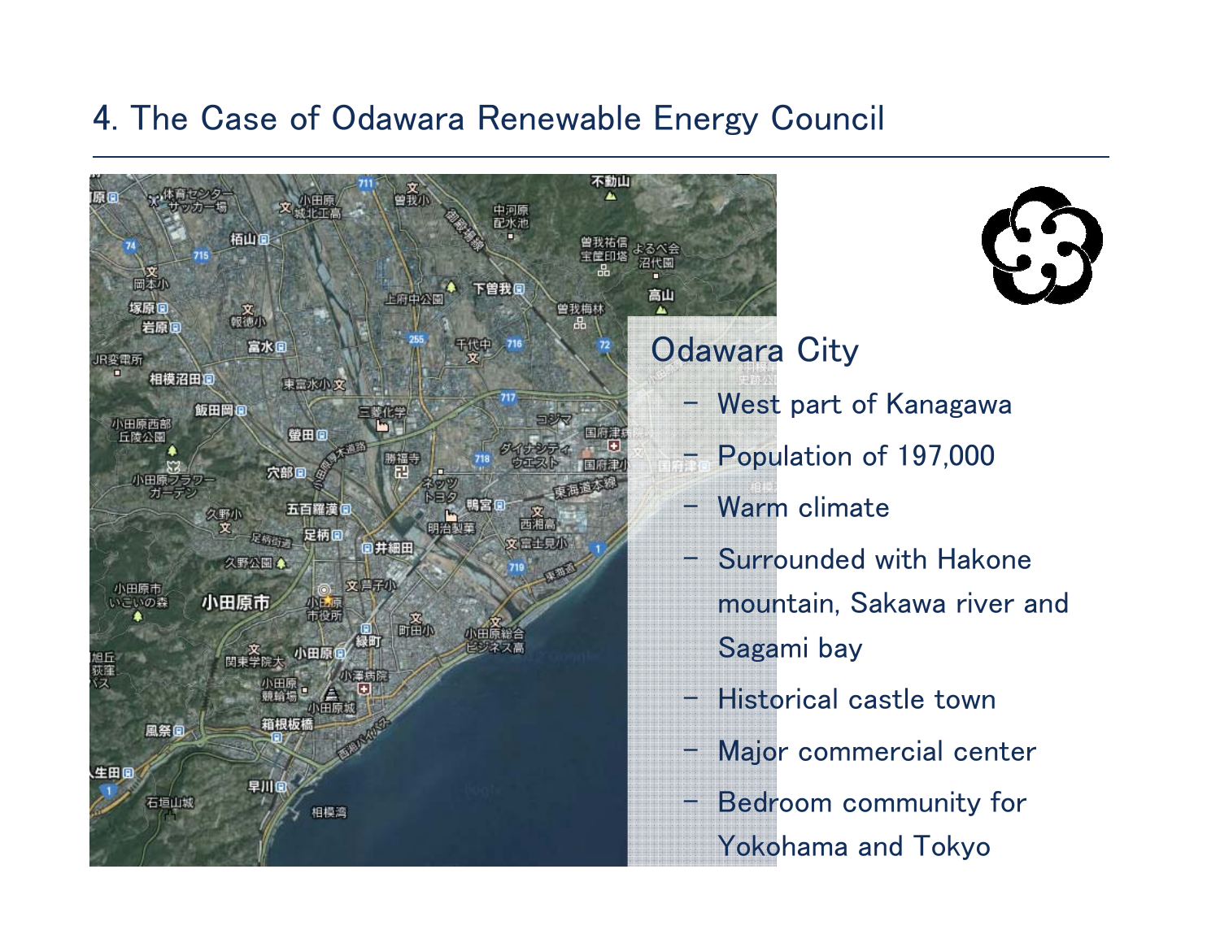## 4. The Case of Odawara Renewable Energy Council

### Odawara City

- West part of Kanagawa
- Population of 197,000
- Warm climate
- Surrounded with Hakone mountain, Sakawa river and Sagami bay
- Historical castle town
- Major commercial center
- Bedroom community for Yokohama and Tokyo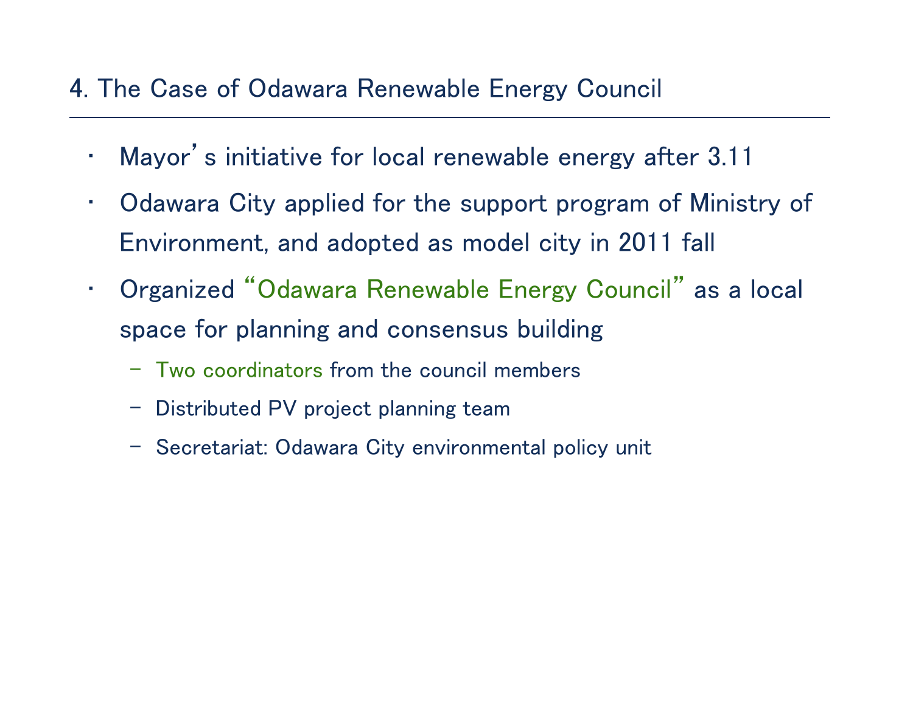## 4. The Case of Odawara Renewable Energy Council

- Mayor's initiative for local renewable energy after 3.11
- Odawara City applied for the support program of Ministry of Environment, and adopted as model city in 2011 fall
- Organized "Odawara Renewable Energy Council" as a local space for planning and consensus building
  - Two coordinators from the council members
  - Distributed PV project planning team
  - Secretariat: Odawara City environmental policy unit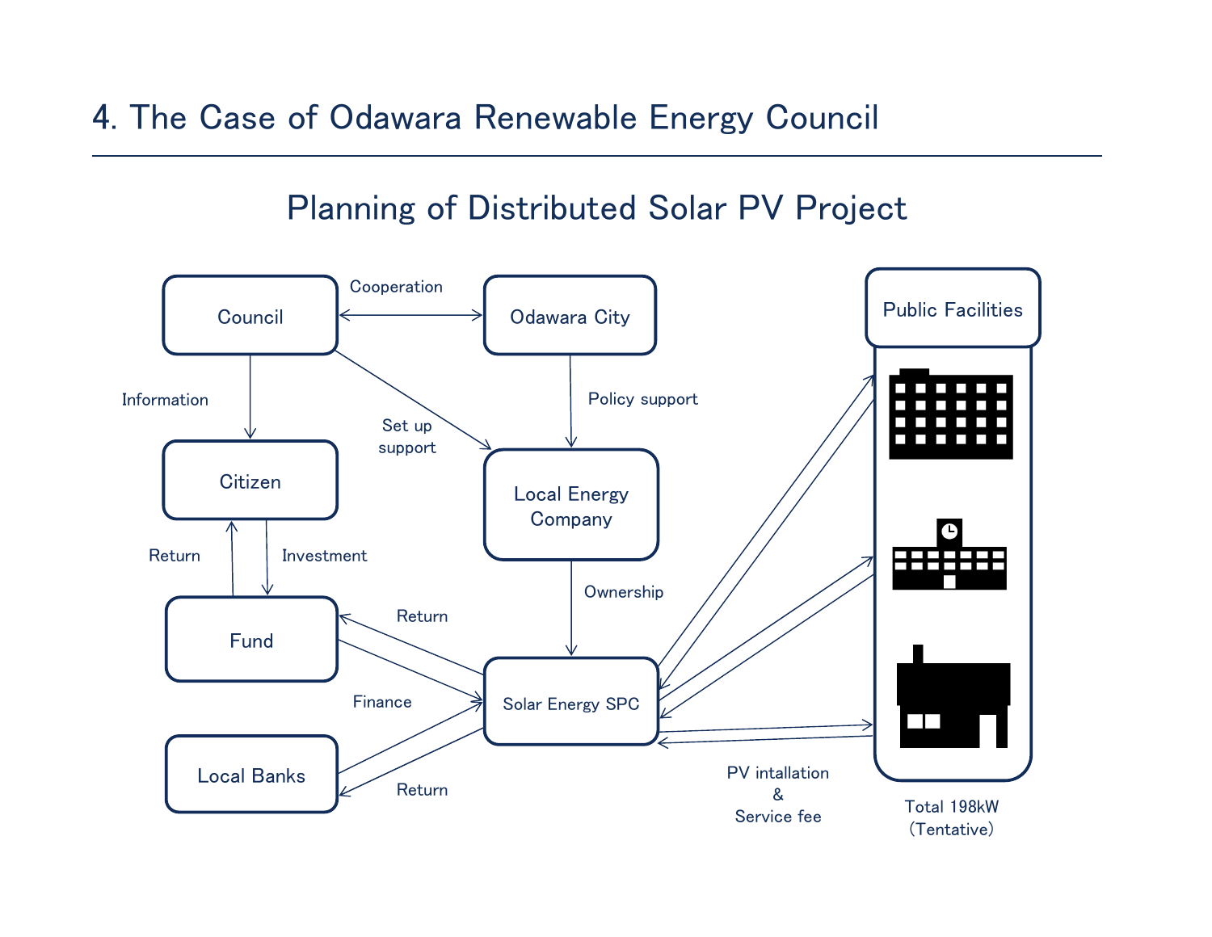# 4. The Case of Odawara Renewable Energy Council

## Planning of Distributed Solar PV Project

Council — Cooperation — Odawara City

Information

Set up support

Policy support

Citizen

Local Energy Company

Return

Investment

Ownership

Fund

Return

Finance

Solar Energy SPC

Local Banks

Return

Public Facilities

PV intallation & Service fee

Total 198kW (Tentative)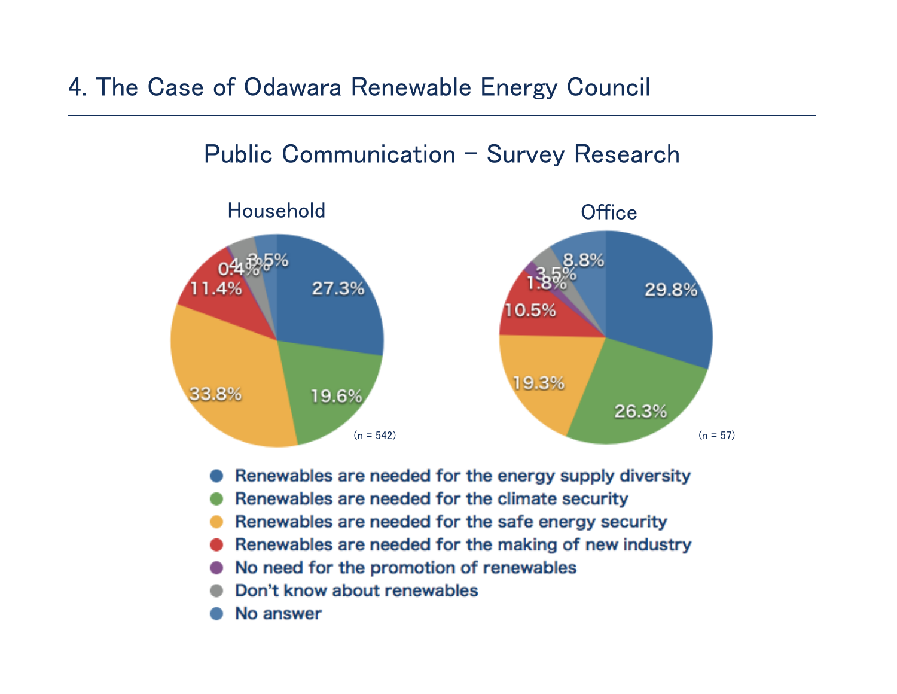# 4. The Case of Odawara Renewable Energy Council

## Public Communication – Survey Research

### Household

(n = 542)

| Response | Share |
|---|---|
| Renewables are needed for the energy supply diversity | 27.3% |
| Renewables are needed for the climate security | 19.6% |
| Renewables are needed for the safe energy security | 33.8% |
| Renewables are needed for the making of new industry | 11.4% |
| No need for the promotion of renewables | 0.4% |
| Don't know about renewables | 4.1% |
| No answer | 3.5% |

### Office

(n = 57)

| Response | Share |
|---|---|
| Renewables are needed for the energy supply diversity | 29.8% |
| Renewables are needed for the climate security | 26.3% |
| Renewables are needed for the safe energy security | 19.3% |
| Renewables are needed for the making of new industry | 10.5% |
| No need for the promotion of renewables | 1.8% |
| Don't know about renewables | 3.5% |
| No answer | 8.8% |

- Renewables are needed for the energy supply diversity
- Renewables are needed for the climate security
- Renewables are needed for the safe energy security
- Renewables are needed for the making of new industry
- No need for the promotion of renewables
- Don't know about renewables
- No answer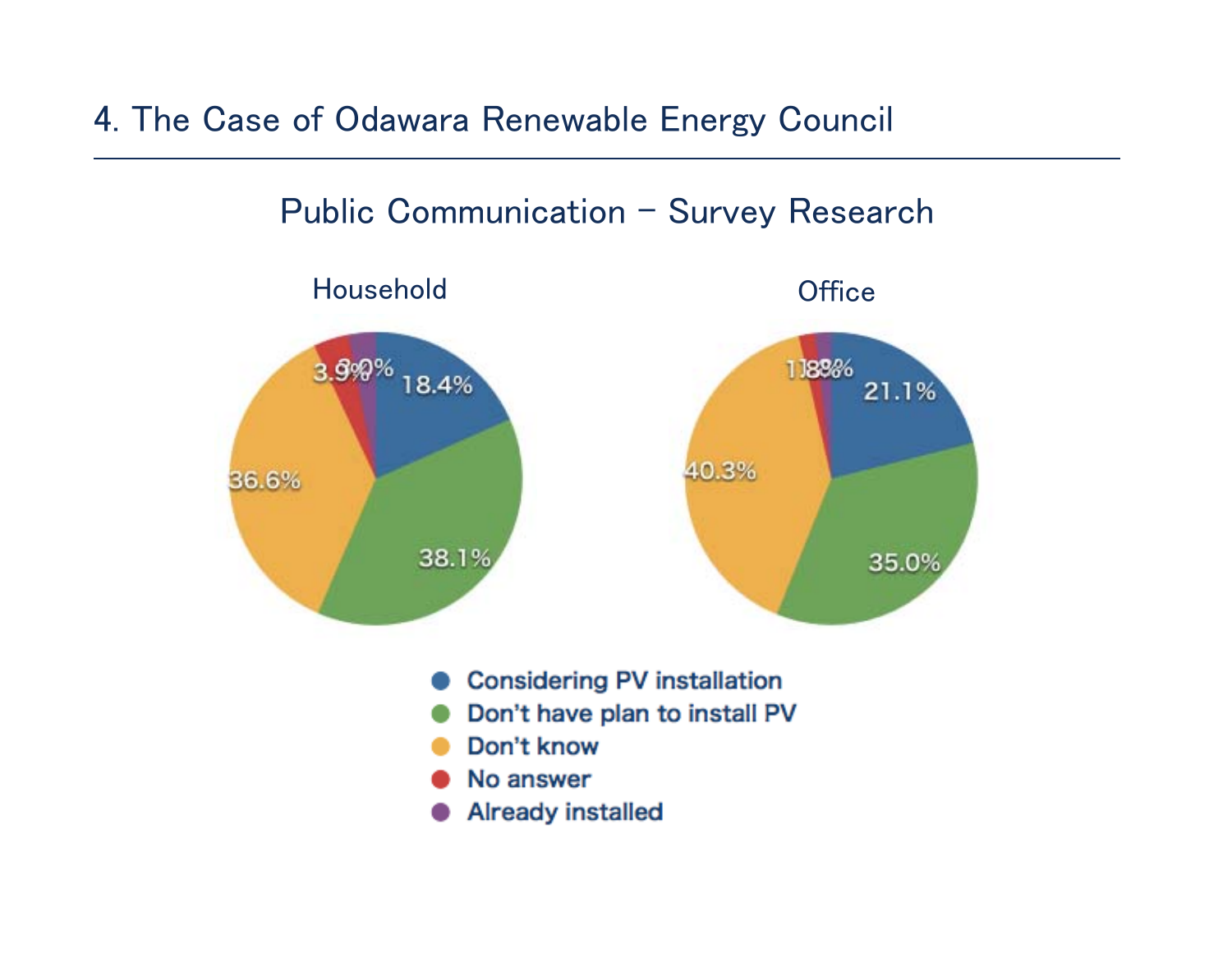## 4. The Case of Odawara Renewable Energy Council

### Public Communication – Survey Research

Household

| Category | Percentage |
| --- | --- |
| Considering PV installation | 18.4% |
| Don't have plan to install PV | 38.1% |
| Don't know | 36.6% |
| No answer | 3.9% |
| Already installed | 3.0% |

Office

| Category | Percentage |
| --- | --- |
| Considering PV installation | 21.1% |
| Don't have plan to install PV | 35.0% |
| Don't know | 40.3% |
| No answer | 1.8% |
| Already installed | 1.8% |

- Considering PV installation
- Don't have plan to install PV
- Don't know
- No answer
- Already installed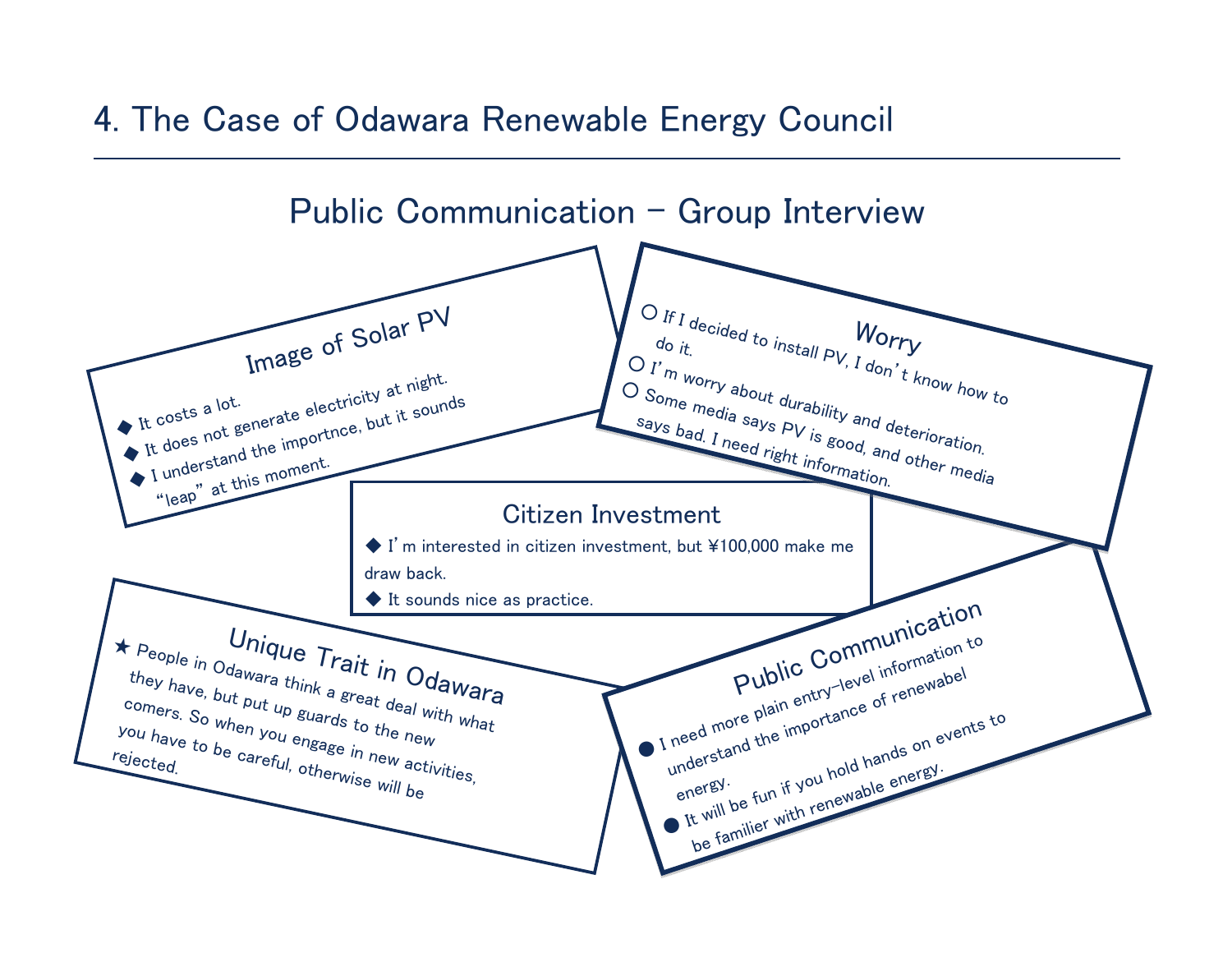# 4. The Case of Odawara Renewable Energy Council

## Public Communication – Group Interview

### Image of Solar PV

- ◆ It costs a lot.
- ◆ It does not generate electricity at night.
- ◆ I understand the importnce, but it sounds "leap" at this moment.

### Worry

- ○ If I decided to install PV, I don't know how to do it.
- ○ I'm worry about durability and deterioration.
- ○ Some media says PV is good, and other media says bad. I need right information.

### Citizen Investment

- ◆ I'm interested in citizen investment, but ¥100,000 make me draw back.
- ◆ It sounds nice as practice.

### Unique Trait in Odawara

★ People in Odawara think a great deal with what they have, but put up guards to the new comers. So when you engage in new activities, you have to be careful, otherwise will be rejected.

### Public Communication

- ● I need more plain entry-level information to understand the importance of renewabel energy.
- ● It will be fun if you hold hands on events to be familier with renewable energy.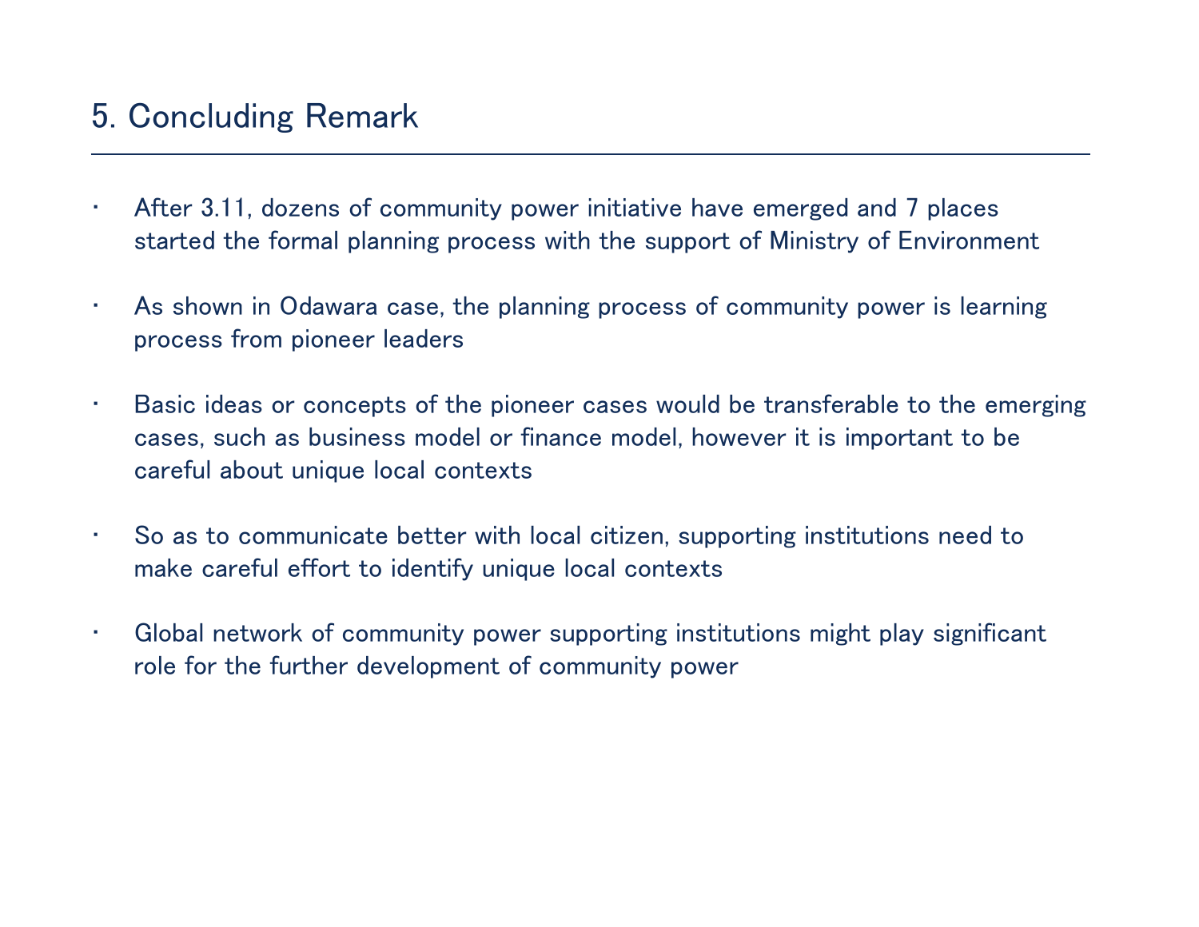# 5. Concluding Remark

- After 3.11, dozens of community power initiative have emerged and 7 places started the formal planning process with the support of Ministry of Environment

- As shown in Odawara case, the planning process of community power is learning process from pioneer leaders

- Basic ideas or concepts of the pioneer cases would be transferable to the emerging cases, such as business model or finance model, however it is important to be careful about unique local contexts

- So as to communicate better with local citizen, supporting institutions need to make careful effort to identify unique local contexts

- Global network of community power supporting institutions might play significant role for the further development of community power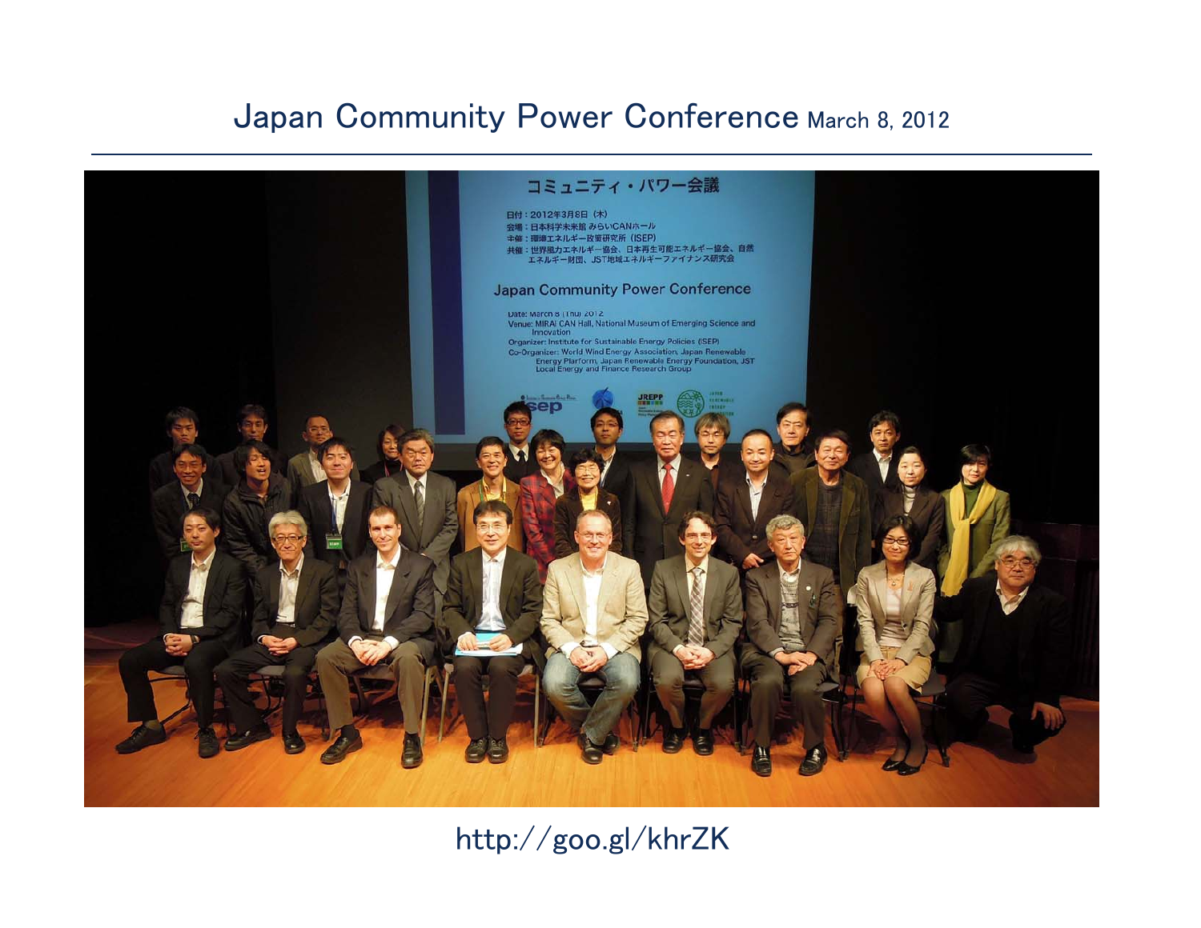# Japan Community Power Conference March 8, 2012

http://goo.gl/khrZK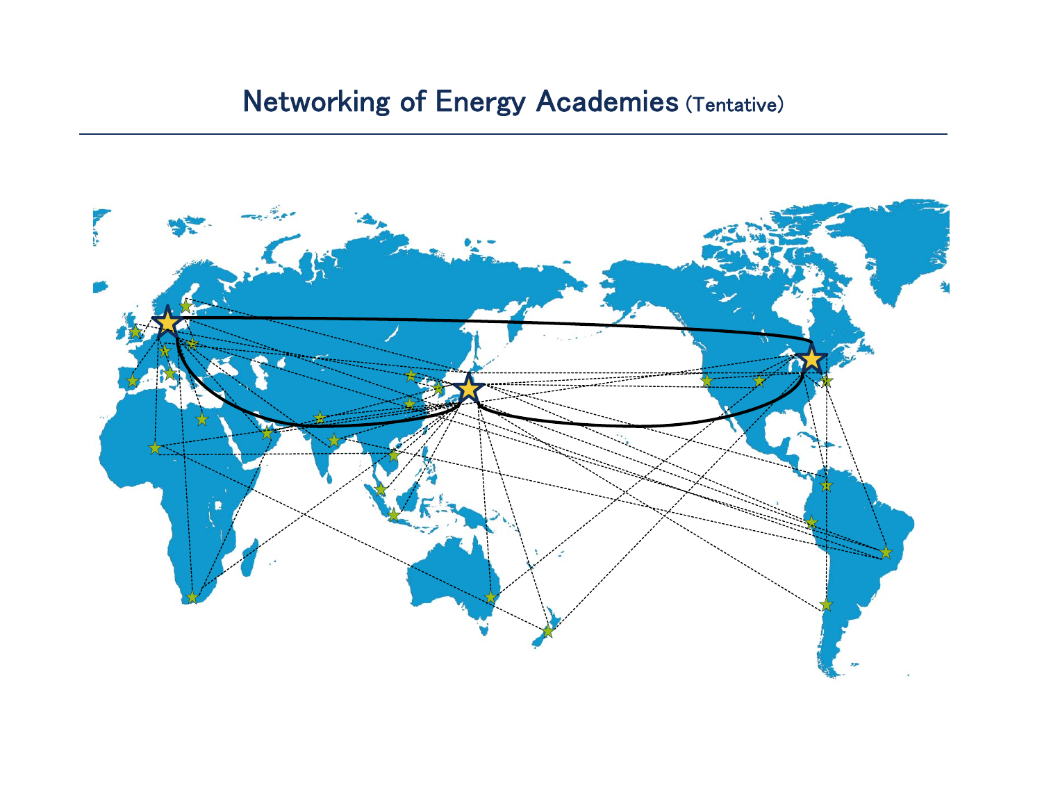# Networking of Energy Academies (Tentative)